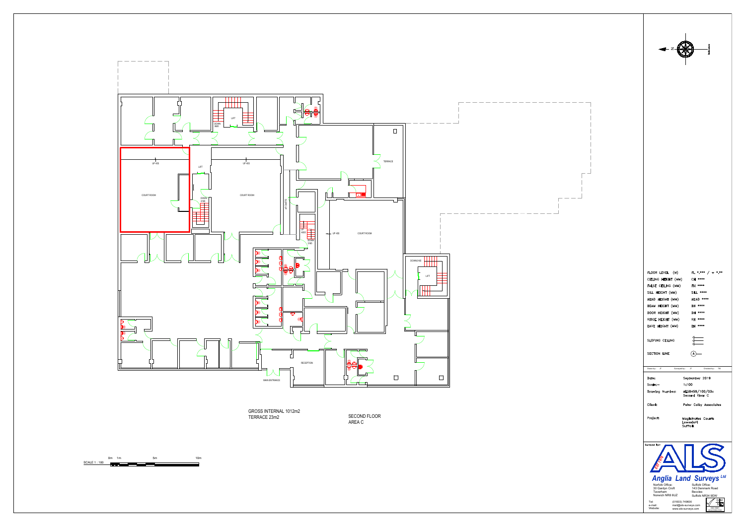LIFT

DOWN 2620

TERRACE

UP 455

COURT ROOM

LIFT

DOWN 2165

UP 455

COURT ROOM

SLOPE UP

UP 4800

DOWN 2165

UP 455

COURT ROOM

DOWN1165

LIFT

RECEPTION

MAIN ENTRANCE

GROSS INTERNAL 1012m2
TERRACE 23m2

SECOND FLOOR
AREA C

SCALE 1 : 100

0m 1m 5m 10m

| | |
|---|---|
| FLOOR LEVEL (M) | FL *.*** / + *.** |
| CEILING HEIGHT (MM) | CH **** |
| FALSE CEILING (MM) | FH **** |
| SILL HEIGHT (MM) | SILL **** |
| HEAD HEIGHT (MM) | HEAD **** |
| BEAM HEIGHT (MM) | BH **** |
| DOOR HEIGHT (MM) | DH **** |
| RIDGE HEIGHT (MM) | RH **** |
| EAVE HEIGHT (MM) | EH **** |
| SLOPING CEILING | |
| SECTION LINE | (A) |

Drawn by: JT Surveyed by: JT Checked by: TM

| | |
|---|---|
| Date: | September 2019 |
| Scale:- | 1:100 |
| Drawing Number: | ALS8459/100/03c Second Floor C |
| Client: | Peter Colby Associates |
| Project: | Magistrates Courts Lowestoft Suffolk |

Surveyed By:-

**ALS**

***Anglia Land Surveys Ltd***

Norfolk Office:
30 Gardyn Croft
Taverham
Norwich NR8 6UZ

Suffolk Office:
143 Denmark Road
Beccles
Suffolk NR34 9DW

Tel: (01603) 749600
e-mail: mail@als-surveys.com
Website: www.als-surveys.com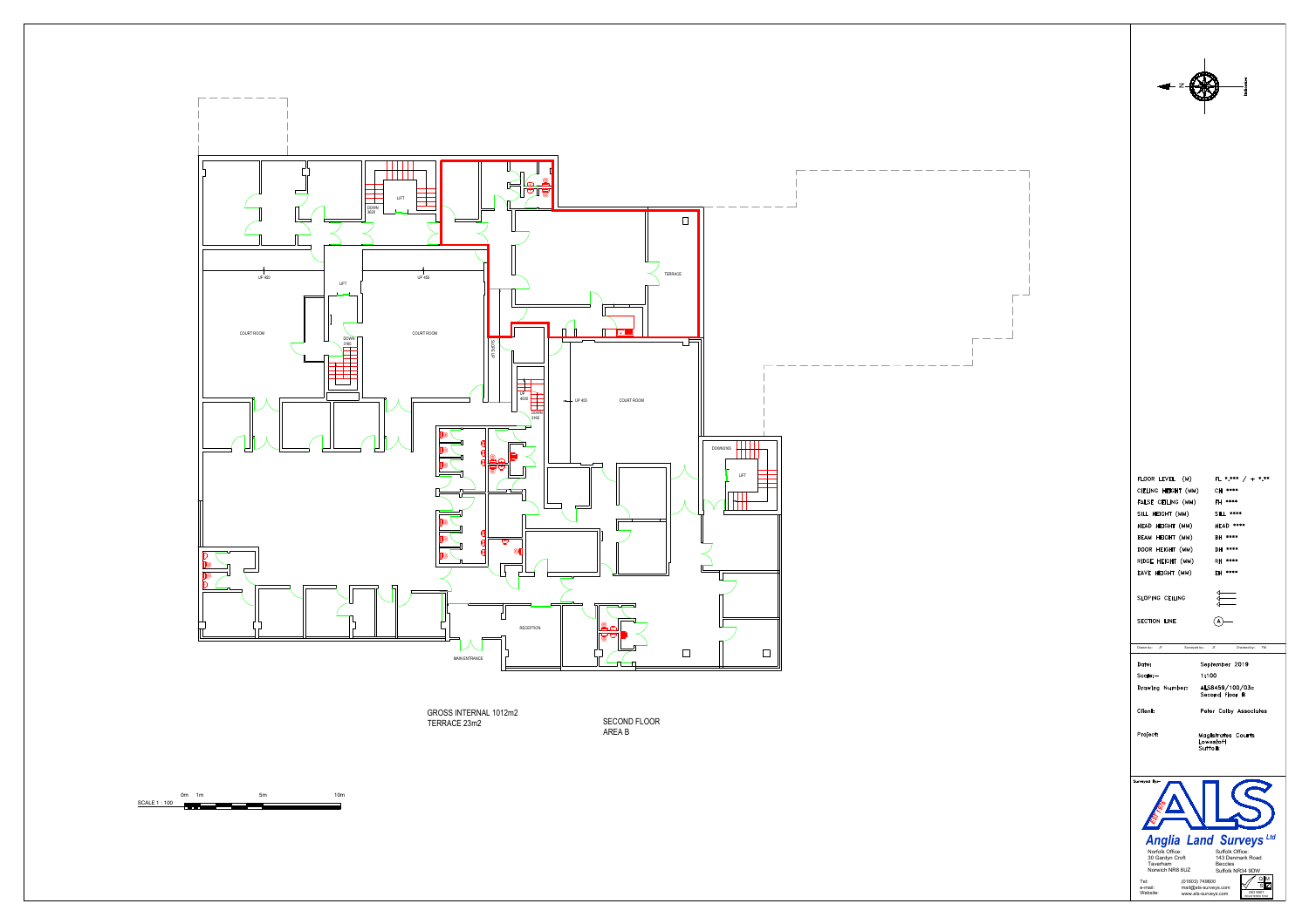LIFT

DOWN 3620

UP 455

UP 455

LIFT

COURT ROOM

COURT ROOM

DOWN 3160

TERRACE

UP 4000

DOWN 3160

UP 455

COURT ROOM

DOWN 9165

LIFT

RECEPTION

MAIN ENTRANCE

GROSS INTERNAL 1012m2
TERRACE 23m2

SECOND FLOOR
AREA B

SCALE 1 : 100

0m 1m 5m 10m

| | |
|---|---|
| FLOOR LEVEL (M) | FL *.*** / + *.** |
| CEILING HEIGHT (MM) | CH **** |
| FALSE CEILING (MM) | FH **** |
| SILL HEIGHT (MM) | SILL **** |
| HEAD HEIGHT (MM) | HEAD **** |
| BEAM HEIGHT (MM) | BH **** |
| DOOR HEIGHT (MM) | DH **** |
| RIDGE HEIGHT (MM) | RH **** |
| EAVE HEIGHT (MM) | EH **** |
| SLOPING CEILING | |
| SECTION LINE | (A) |

Drawn by: JT Surveyed by: JT Checked by: TM

| | |
|---|---|
| Date: | September 2019 |
| Scale:- | 1:100 |
| Drawing Number: | ALS8459/100/03c Second Floor B |
| Client: | Peter Colby Associates |
| Project: | Magistrates Courts Lowestoft Suffolk |

Surveyed By:-

ALS

Anglia Land Surveys Ltd

Norfolk Office:
30 Gardyn Croft
Taverham
Norwich NR8 6UZ

Suffolk Office:
143 Denmark Road
Beccles
Suffolk NR34 9DW

Tel: (01603) 749600
e-mail: mail@als-surveys.com
Website: www.als-surveys.com

ISO 9001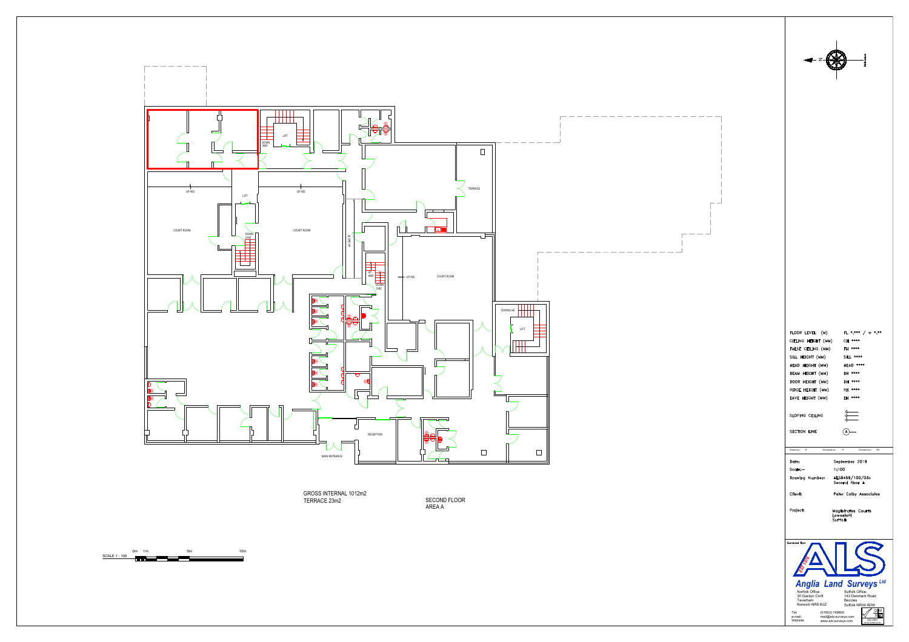LIFT

DOWN 3600

UP 455

UP 455

LIFT

COURT ROOM

DOWN 3165

COURT ROOM

SLOPE UP

TERRACE

UP 4600

DOWN 3165

UP 455

COURT ROOM

DOWN 3165

LIFT

RECEPTION

MAIN ENTRANCE

GROSS INTERNAL 1012m2
TERRACE 23m2

SECOND FLOOR
AREA A

SCALE 1 : 100 0m 1m 5m 10m

N

| | |
|---|---|
| FLOOR LEVEL (M) | FL *.*** / + *.** |
| CEILING HEIGHT (MM) | CH **** |
| FALSE CEILING (MM) | FH **** |
| SILL HEIGHT (MM) | SILL **** |
| HEAD HEIGHT (MM) | HEAD **** |
| BEAM HEIGHT (MM) | BH **** |
| DOOR HEIGHT (MM) | DH **** |
| RIDGE HEIGHT (MM) | RH **** |
| EAVE HEIGHT (MM) | EH **** |
| SLOPING CEILING | |
| SECTION LINE | (A) |

Drawn by: JT Surveyed by: JT Checked by: TM

| | |
|---|---|
| Date: | September 2019 |
| Scale:- | 1:100 |
| Drawing Number: | ALS8459/100/03c Second Floor A |
| Client: | Peter Colby Associates |
| Project: | Magistrates Courts Lowestoft Suffolk |

Surveyed By:-

ALS

Anglia Land Surveys Ltd

Norfolk Office:
30 Gardyn Croft
Taverham
Norwich NR8 6UZ

Suffolk Office:
143 Denmark Road
Beccles
Suffolk NR34 9DW

Tel: (01603) 749600
e-mail: mail@als-surveys.com
Website: www.als-surveys.com

ISO 9001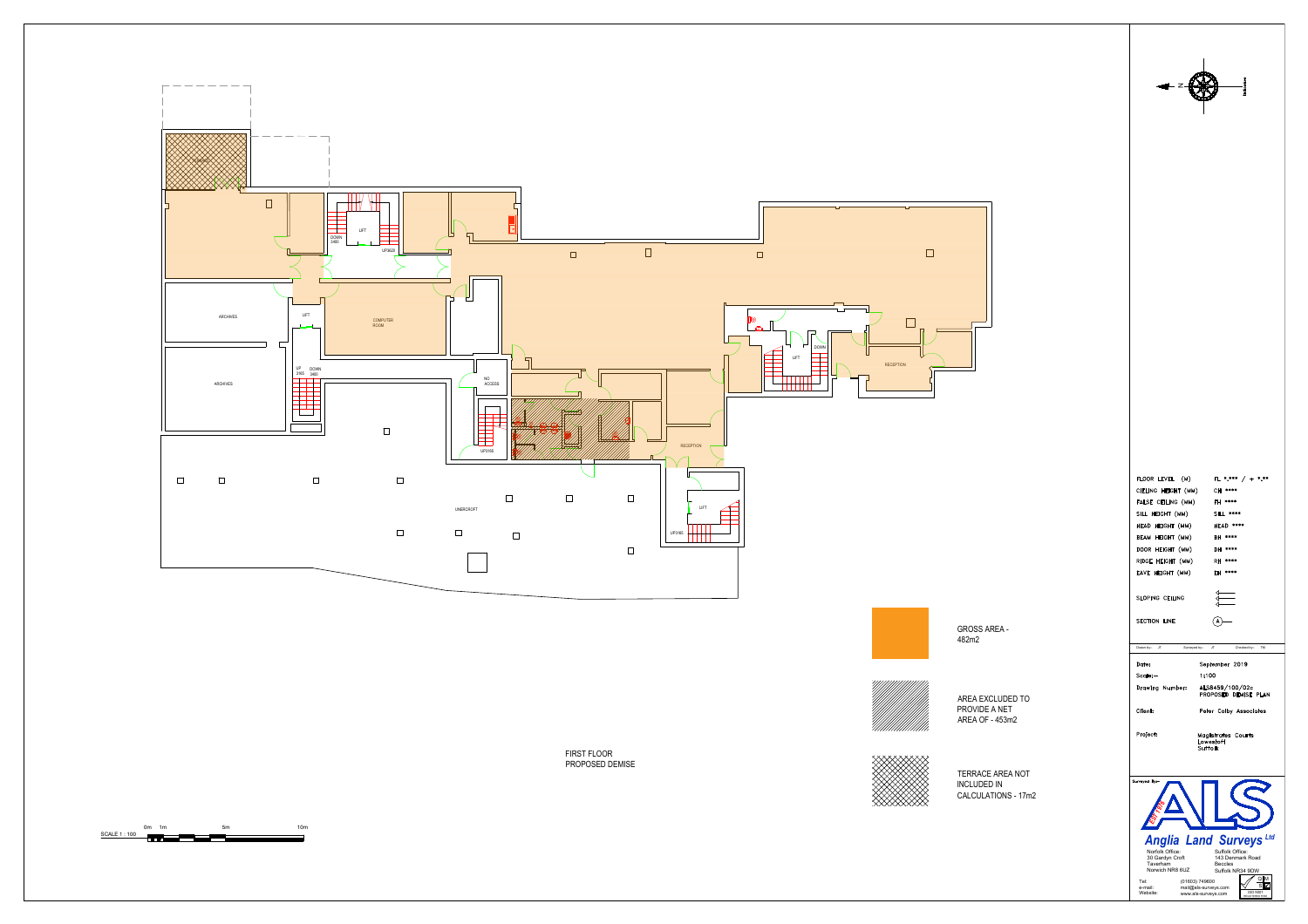FIRST FLOOR
PROPOSED DEMISE

ARCHIVES

ARCHIVES

LIFT

COMPUTER ROOM

DOWN 3460

UP3620

UP 3165 DOWN 3460

NO ACCESS

UP3165

RECEPTION

UNDERCROFT

LIFT

UP3165

DOWN

RECEPTION

GROSS AREA - 482m2

AREA EXCLUDED TO PROVIDE A NET AREA OF - 453m2

TERRACE AREA NOT INCLUDED IN CALCULATIONS - 17m2

SCALE 1 : 100

0m 1m 5m 10m

| | |
|---|---|
| FLOOR LEVEL (M) | FL *.*** / + *.** |
| CEILING HEIGHT (MM) | CH **** |
| FALSE CEILING (MM) | FH **** |
| SILL HEIGHT (MM) | SILL **** |
| HEAD HEIGHT (MM) | HEAD **** |
| BEAM HEIGHT (MM) | BH **** |
| DOOR HEIGHT (MM) | DH **** |
| RIDGE HEIGHT (MM) | RH **** |
| EAVE HEIGHT (MM) | EH **** |
| SLOPING CEILING | |
| SECTION LINE | (A) |

| | |
|---|---|
| Date: | September 2019 |
| Scale:- | 1:100 |
| Drawing Number: | ALS8459/100/02c PROPOSED DEMISE PLAN |
| Client: | Peter Colby Associates |
| Project: | Magistrates Courts Lowestoft Suffolk |

Surveyed By:-

**Anglia Land Surveys Ltd**

Norfolk Office:
30 Gardyn Croft
Taverham
Norwich NR8 6UZ

Suffolk Office:
143 Denmark Road
Beccles
Suffolk NR34 9DW

Tel: (01603) 749600
e-mail: mail@als-surveys.com
Website: www.als-surveys.com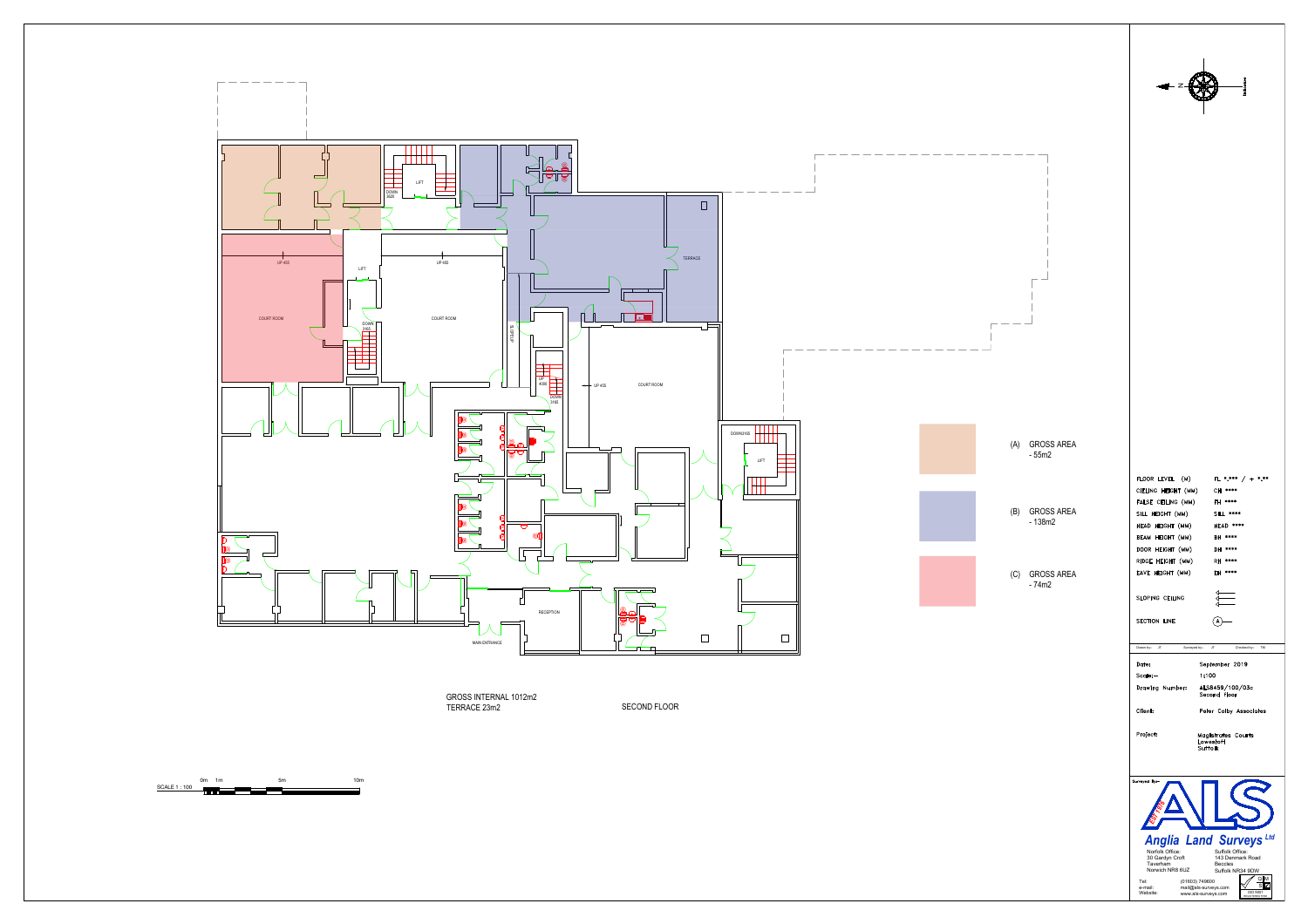COURT ROOM

COURT ROOM

COURT ROOM

TERRACE

LIFT

LIFT

LIFT

DOWN 2605

UP 455

UP 455

UP 455

DOWN 2605

UP 4005

DOWN 3145

DOWN 2165

RECEPTION

MAIN ENTRANCE

| | | |
|---|---|---|
| | (A) | GROSS AREA - 55m2 |
| | (B) | GROSS AREA - 138m2 |
| | (C) | GROSS AREA - 74m2 |

GROSS INTERNAL 1012m2
TERRACE 23m2

SECOND FLOOR

SCALE 1 : 100 — 0m 1m 5m 10m

| | |
|---|---|
| FLOOR LEVEL (M) | FL *.*** / + *.** |
| CEILING HEIGHT (MM) | CH **** |
| FALSE CEILING (MM) | FH **** |
| SILL HEIGHT (MM) | SILL **** |
| HEAD HEIGHT (MM) | HEAD **** |
| BEAM HEIGHT (MM) | BH **** |
| DOOR HEIGHT (MM) | DH **** |
| RIDGE HEIGHT (MM) | RH **** |
| EAVE HEIGHT (MM) | EH **** |
| SLOPING CEILING | |
| SECTION LINE | (A) |

Drawn by: JT Surveyed by: JT Checked by: TM

| | |
|---|---|
| Date: | September 2019 |
| Scale:- | 1:100 |
| Drawing Number: | ALS8459/100/03c Second Floor |
| Client: | Peter Colby Associates |
| Project: | Magistrates Courts Lowestoft Suffolk |

Surveyed By:-

ALS
Anglia Land Surveys Ltd

Norfolk Office:
30 Gardyn Croft
Taverham
Norwich NR8 6UZ

Suffolk Office:
143 Denmark Road
Beccles
Suffolk NR34 9DW

Tel: (01603) 749600
e-mail: mail@als-surveys.com
Website: www.als-surveys.com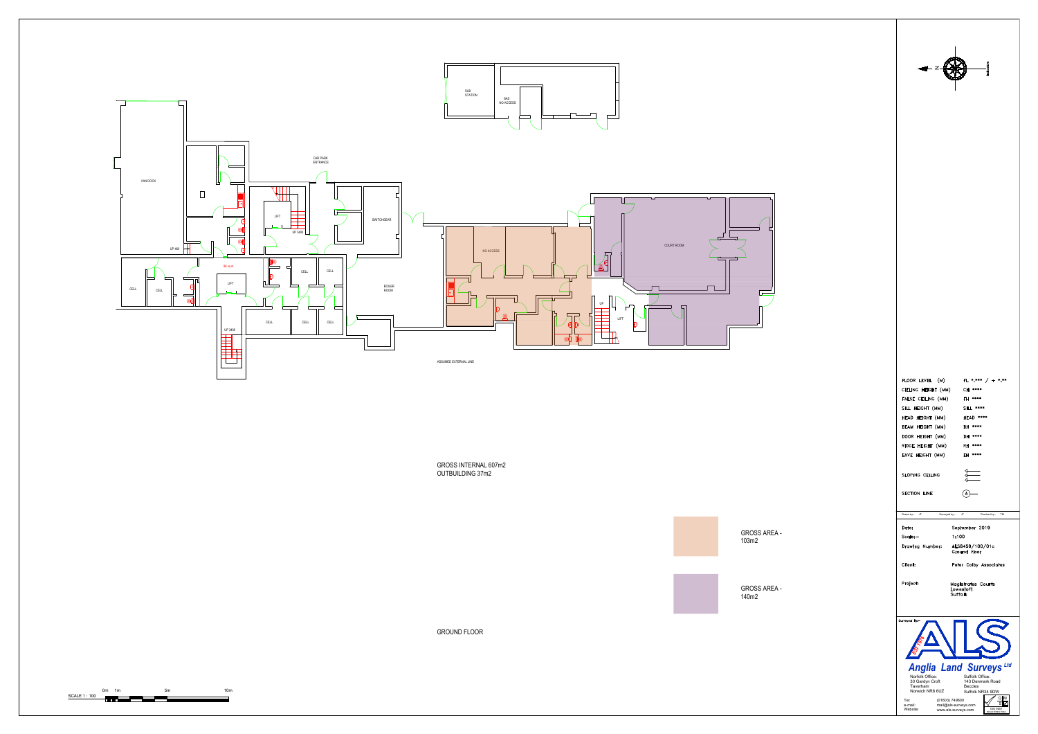SUB STATION

GAS NO ACCESS

CAR PARK ENTRANCE

VAN DOCK

LIFT

UP 2400

SWITCHGEAR

UP 480

68 sq m

CELL

CELL

LIFT

CELL

CELL

BOILER ROOM

NO ACCESS

COURT ROOM

UP

LIFT

UP 2400

CELL

CELL

CELL

ASSUMED EXTERNAL LINE

GROSS INTERNAL 607m2
OUTBUILDING 37m2

GROSS AREA - 103m2

GROSS AREA - 140m2

GROUND FLOOR

SCALE 1 : 100

0m 1m 5m 10m

| | |
|---|---|
| FLOOR LEVEL (M) | FL *.*** / + *.** |
| CEILING HEIGHT (MM) | CH **** |
| FALSE CEILING (MM) | FH **** |
| SILL HEIGHT (MM) | SILL **** |
| HEAD HEIGHT (MM) | HEAD **** |
| BEAM HEIGHT (MM) | BH **** |
| DOOR HEIGHT (MM) | DH **** |
| RIDGE HEIGHT (MM) | RH **** |
| EAVE HEIGHT (MM) | EH **** |
| SLOPING CEILING | |
| SECTION LINE | (A) |

Drawn by: JT Surveyed by: JT Checked by: TM

| | |
|---|---|
| Date: | September 2019 |
| Scale:- | 1:100 |
| Drawing Number: | ALS8459/100/01c Ground Floor |
| Client: | Peter Colby Associates |
| Project: | Magistrates Courts Lowestoft Suffolk |

Surveyed By:-

ALS

**Anglia Land Surveys Ltd**

Norfolk Office:
30 Gardyn Croft
Taverham
Norwich NR8 6UZ

Suffolk Office:
143 Denmark Road
Beccles
Suffolk NR34 9DW

Tel: (01603) 749600
e-mail: mail@als-surveys.com
Website: www.als-surveys.com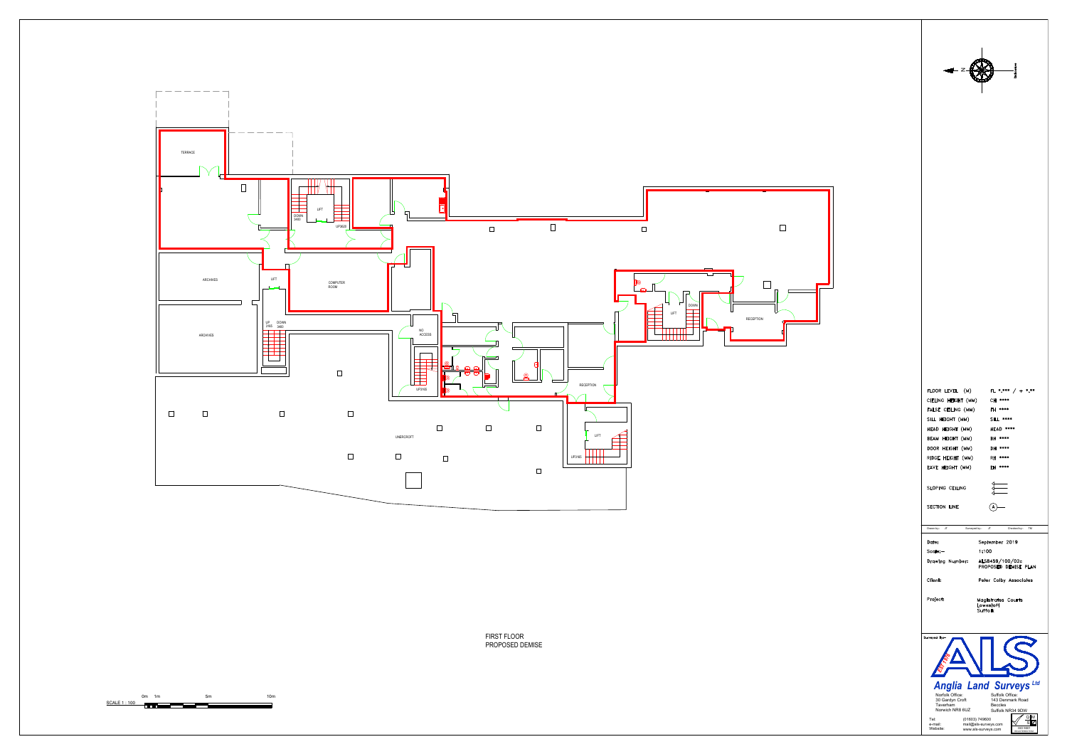TERRACE

DOWN 3460

LIFT

UP3620

ARCHIVES

LIFT

COMPUTER ROOM

ARCHIVES

UP 2165 DOWN 3460

NO ACCESS

UP2165

RECEPTION

UNDERCROFT

LIFT

UP2165

LIFT

DOWN

RECEPTION

FIRST FLOOR
PROPOSED DEMISE

SCALE 1 : 100

0m 1m 5m 10m

| | |
|---|---|
| FLOOR LEVEL (M) | FL *.*** / + *.** |
| CEILING HEIGHT (MM) | CH **** |
| FALSE CEILING (MM) | FH **** |
| SILL HEIGHT (MM) | SILL **** |
| HEAD HEIGHT (MM) | HEAD **** |
| BEAM HEIGHT (MM) | BH **** |
| DOOR HEIGHT (MM) | DH **** |
| RIDGE HEIGHT (MM) | RH **** |
| EAVE HEIGHT (MM) | EH **** |

SLOPING CEILING

SECTION LINE (A)

Drawn by: JF Surveyed by: JF Checked by: TM

| | |
|---|---|
| Date: | September 2019 |
| Scale:- | 1:100 |
| Drawing Number: | ALS8459/100/02c PROPOSED DEMISE PLAN |
| Client: | Peter Colby Associates |
| Project: | Magistrates Courts Lowestoft Suffolk |

Surveyed By:-

ALS

Anglia Land Surveys Ltd

Norfolk Office:
30 Gardyn Croft
Taverham
Norwich NR8 6UZ

Suffolk Office:
143 Denmark Road
Beccles
Suffolk NR34 9DW

Tel: (01603) 749600
e-mail: mail@als-surveys.com
Website: www.als-surveys.com

ISO 9001